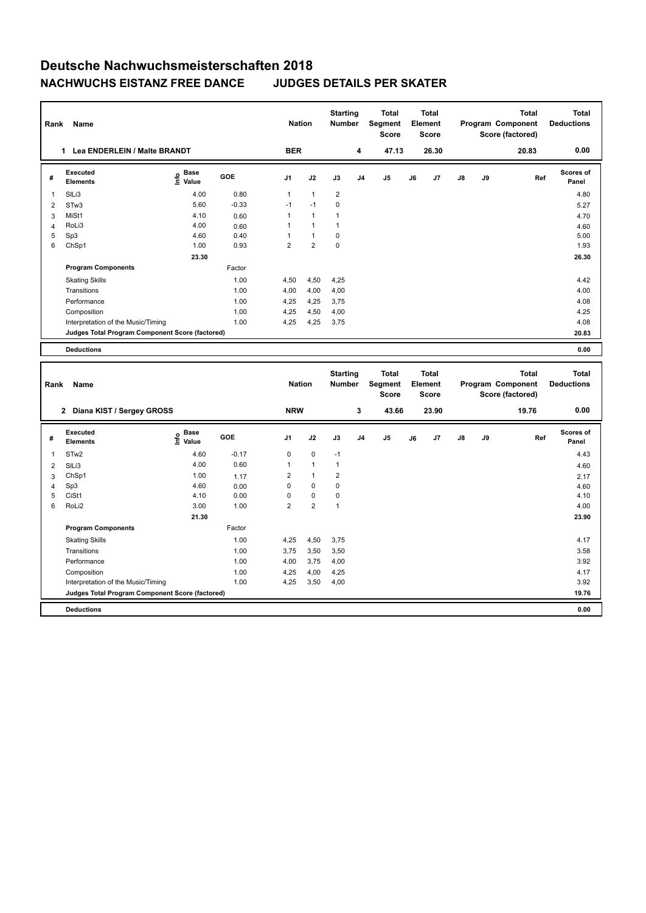# Deutsche Nachwuchsmeisterschaften 2018

## NACHWUCHS EISTANZ FREE DANCE JUDGES DETAILS PER SKATER

| Rank | Name | Nation | Starting Number | Total Segment Score | Total Element Score | Total Program Component Score (factored) | Total Deductions |
|---|---|---|---|---|---|---|---|
| 1 | Lea ENDERLEIN / Malte BRANDT | BER | 4 | 47.13 | 26.30 | 20.83 | 0.00 |

| # | Executed Elements | Info | Base Value | GOE | J1 | J2 | J3 | J4 | J5 | J6 | J7 | J8 | J9 | Ref | Scores of Panel |
|---|---|---|---|---|---|---|---|---|---|---|---|---|---|---|---|
| 1 | SlLi3 | | 4.00 | 0.80 | 1 | 1 | 2 | | | | | | | | 4.80 |
| 2 | STw3 | | 5.60 | -0.33 | -1 | -1 | 0 | | | | | | | | 5.27 |
| 3 | MiSt1 | | 4.10 | 0.60 | 1 | 1 | 1 | | | | | | | | 4.70 |
| 4 | RoLi3 | | 4.00 | 0.60 | 1 | 1 | 1 | | | | | | | | 4.60 |
| 5 | Sp3 | | 4.60 | 0.40 | 1 | 1 | 0 | | | | | | | | 5.00 |
| 6 | ChSp1 | | 1.00 | 0.93 | 2 | 2 | 0 | | | | | | | | 1.93 |
| | | | 23.30 | | | | | | | | | | | | 26.30 |
| | **Program Components** | | | Factor | | | | | | | | | | | |
| | Skating Skills | | | 1.00 | 4,50 | 4,50 | 4,25 | | | | | | | | 4.42 |
| | Transitions | | | 1.00 | 4,00 | 4,00 | 4,00 | | | | | | | | 4.00 |
| | Performance | | | 1.00 | 4,25 | 4,25 | 3,75 | | | | | | | | 4.08 |
| | Composition | | | 1.00 | 4,25 | 4,50 | 4,00 | | | | | | | | 4.25 |
| | Interpretation of the Music/Timing | | | 1.00 | 4,25 | 4,25 | 3,75 | | | | | | | | 4.08 |
| | **Judges Total Program Component Score (factored)** | | | | | | | | | | | | | | 20.83 |
| | **Deductions** | | | | | | | | | | | | | | 0.00 |

| Rank | Name | Nation | Starting Number | Total Segment Score | Total Element Score | Total Program Component Score (factored) | Total Deductions |
|---|---|---|---|---|---|---|---|
| 2 | Diana KIST / Sergey GROSS | NRW | 3 | 43.66 | 23.90 | 19.76 | 0.00 |

| # | Executed Elements | Info | Base Value | GOE | J1 | J2 | J3 | J4 | J5 | J6 | J7 | J8 | J9 | Ref | Scores of Panel |
|---|---|---|---|---|---|---|---|---|---|---|---|---|---|---|---|
| 1 | STw2 | | 4.60 | -0.17 | 0 | 0 | -1 | | | | | | | | 4.43 |
| 2 | SlLi3 | | 4.00 | 0.60 | 1 | 1 | 1 | | | | | | | | 4.60 |
| 3 | ChSp1 | | 1.00 | 1.17 | 2 | 1 | 2 | | | | | | | | 2.17 |
| 4 | Sp3 | | 4.60 | 0.00 | 0 | 0 | 0 | | | | | | | | 4.60 |
| 5 | CiSt1 | | 4.10 | 0.00 | 0 | 0 | 0 | | | | | | | | 4.10 |
| 6 | RoLi2 | | 3.00 | 1.00 | 2 | 2 | 1 | | | | | | | | 4.00 |
| | | | 21.30 | | | | | | | | | | | | 23.90 |
| | **Program Components** | | | Factor | | | | | | | | | | | |
| | Skating Skills | | | 1.00 | 4,25 | 4,50 | 3,75 | | | | | | | | 4.17 |
| | Transitions | | | 1.00 | 3,75 | 3,50 | 3,50 | | | | | | | | 3.58 |
| | Performance | | | 1.00 | 4,00 | 3,75 | 4,00 | | | | | | | | 3.92 |
| | Composition | | | 1.00 | 4,25 | 4,00 | 4,25 | | | | | | | | 4.17 |
| | Interpretation of the Music/Timing | | | 1.00 | 4,25 | 3,50 | 4,00 | | | | | | | | 3.92 |
| | **Judges Total Program Component Score (factored)** | | | | | | | | | | | | | | 19.76 |
| | **Deductions** | | | | | | | | | | | | | | 0.00 |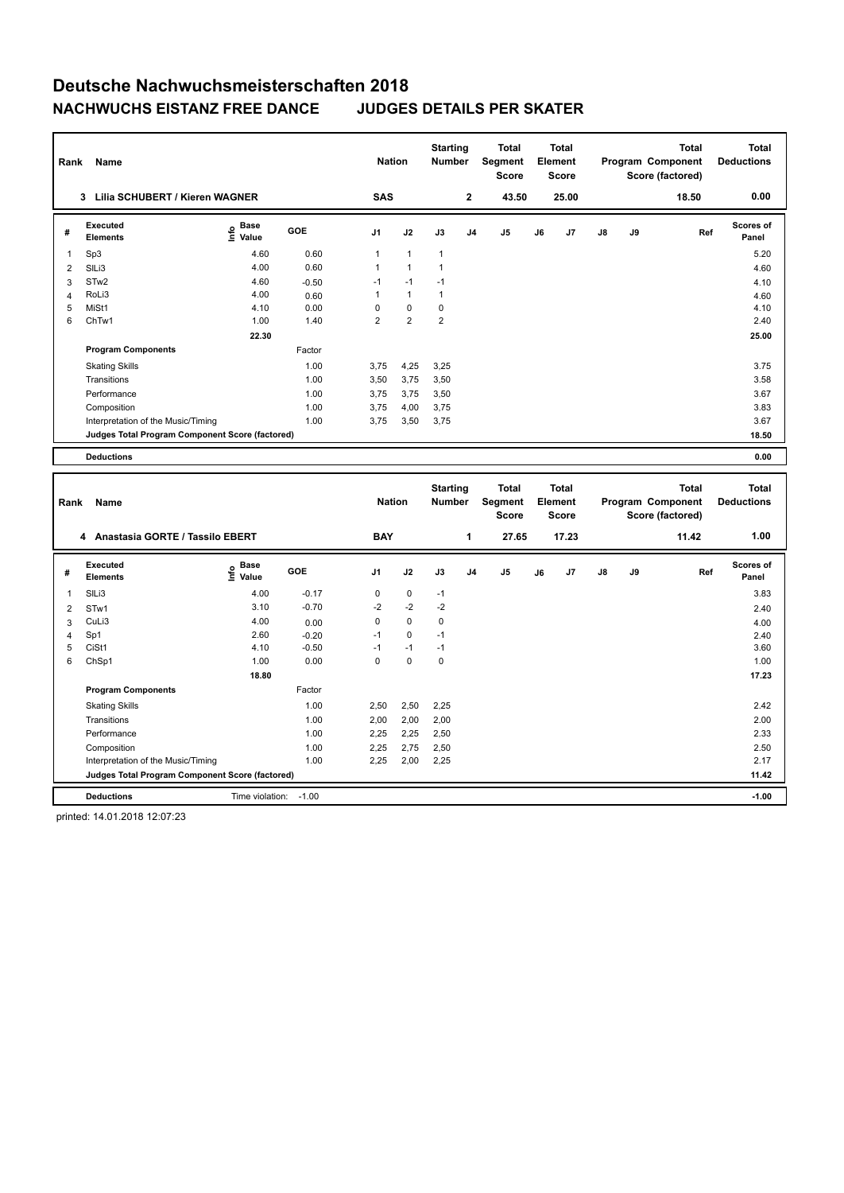# Deutsche Nachwuchsmeisterschaften 2018

## NACHWUCHS EISTANZ FREE DANCE JUDGES DETAILS PER SKATER

| Rank | Name | Nation | Starting Number | Total Segment Score | Total Element Score | Total Program Component Score (factored) | Total Deductions |
|---|---|---|---|---|---|---|---|
| 3 | Lilia SCHUBERT / Kieren WAGNER | SAS | 2 | 43.50 | 25.00 | 18.50 | 0.00 |

| # | Executed Elements | Info | Base Value | GOE | J1 | J2 | J3 | J4 | J5 | J6 | J7 | J8 | J9 | Ref | Scores of Panel |
|---|---|---|---|---|---|---|---|---|---|---|---|---|---|---|---|
| 1 | Sp3 | | 4.60 | 0.60 | 1 | 1 | 1 | | | | | | | | 5.20 |
| 2 | SlLi3 | | 4.00 | 0.60 | 1 | 1 | 1 | | | | | | | | 4.60 |
| 3 | STw2 | | 4.60 | -0.50 | -1 | -1 | -1 | | | | | | | | 4.10 |
| 4 | RoLi3 | | 4.00 | 0.60 | 1 | 1 | 1 | | | | | | | | 4.60 |
| 5 | MiSt1 | | 4.10 | 0.00 | 0 | 0 | 0 | | | | | | | | 4.10 |
| 6 | ChTw1 | | 1.00 | 1.40 | 2 | 2 | 2 | | | | | | | | 2.40 |
| | | | 22.30 | | | | | | | | | | | | 25.00 |
| | **Program Components** | | | Factor | | | | | | | | | | | |
| | Skating Skills | | | 1.00 | 3,75 | 4,25 | 3,25 | | | | | | | | 3.75 |
| | Transitions | | | 1.00 | 3,50 | 3,75 | 3,50 | | | | | | | | 3.58 |
| | Performance | | | 1.00 | 3,75 | 3,75 | 3,50 | | | | | | | | 3.67 |
| | Composition | | | 1.00 | 3,75 | 4,00 | 3,75 | | | | | | | | 3.83 |
| | Interpretation of the Music/Timing | | | 1.00 | 3,75 | 3,50 | 3,75 | | | | | | | | 3.67 |
| | **Judges Total Program Component Score (factored)** | | | | | | | | | | | | | | 18.50 |
| | **Deductions** | | | | | | | | | | | | | | 0.00 |

| Rank | Name | Nation | Starting Number | Total Segment Score | Total Element Score | Total Program Component Score (factored) | Total Deductions |
|---|---|---|---|---|---|---|---|
| 4 | Anastasia GORTE / Tassilo EBERT | BAY | 1 | 27.65 | 17.23 | 11.42 | 1.00 |

| # | Executed Elements | Info | Base Value | GOE | J1 | J2 | J3 | J4 | J5 | J6 | J7 | J8 | J9 | Ref | Scores of Panel |
|---|---|---|---|---|---|---|---|---|---|---|---|---|---|---|---|
| 1 | SlLi3 | | 4.00 | -0.17 | 0 | 0 | -1 | | | | | | | | 3.83 |
| 2 | STw1 | | 3.10 | -0.70 | -2 | -2 | -2 | | | | | | | | 2.40 |
| 3 | CuLi3 | | 4.00 | 0.00 | 0 | 0 | 0 | | | | | | | | 4.00 |
| 4 | Sp1 | | 2.60 | -0.20 | -1 | 0 | -1 | | | | | | | | 2.40 |
| 5 | CiSt1 | | 4.10 | -0.50 | -1 | -1 | -1 | | | | | | | | 3.60 |
| 6 | ChSp1 | | 1.00 | 0.00 | 0 | 0 | 0 | | | | | | | | 1.00 |
| | | | 18.80 | | | | | | | | | | | | 17.23 |
| | **Program Components** | | | Factor | | | | | | | | | | | |
| | Skating Skills | | | 1.00 | 2,50 | 2,50 | 2,25 | | | | | | | | 2.42 |
| | Transitions | | | 1.00 | 2,00 | 2,00 | 2,00 | | | | | | | | 2.00 |
| | Performance | | | 1.00 | 2,25 | 2,25 | 2,50 | | | | | | | | 2.33 |
| | Composition | | | 1.00 | 2,25 | 2,75 | 2,50 | | | | | | | | 2.50 |
| | Interpretation of the Music/Timing | | | 1.00 | 2,25 | 2,00 | 2,25 | | | | | | | | 2.17 |
| | **Judges Total Program Component Score (factored)** | | | | | | | | | | | | | | 11.42 |
| | **Deductions** | | Time violation: | -1.00 | | | | | | | | | | | -1.00 |

printed: 14.01.2018 12:07:23